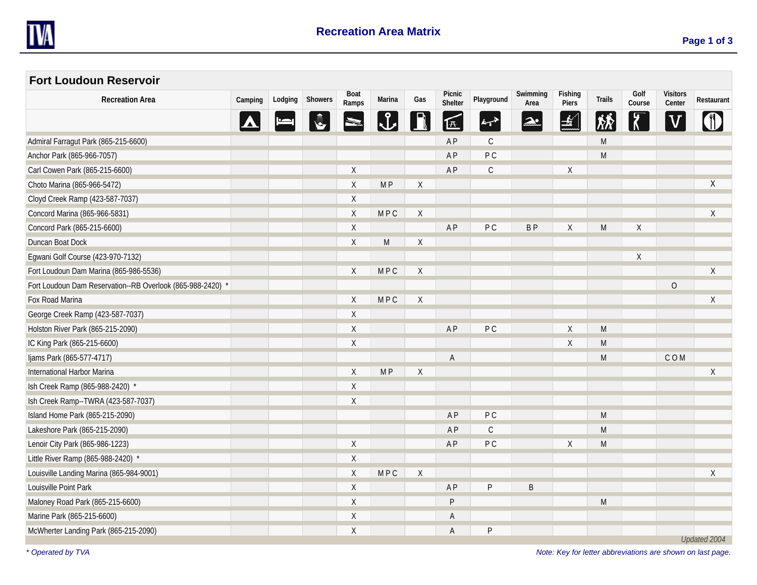# Recreation Area Matrix

## Fort Loudoun Reservoir

| Recreation Area | Camping | Lodging | Showers | Boat Ramps | Marina | Gas | Picnic Shelter | Playground | Swimming Area | Fishing Piers | Trails | Golf Course | Visitors Center | Restaurant |
|---|---|---|---|---|---|---|---|---|---|---|---|---|---|---|
| Admiral Farragut Park (865-215-6600) | | | | | | | A P | C | | | M | | | |
| Anchor Park (865-966-7057) | | | | | | | A P | P C | | | M | | | |
| Carl Cowen Park (865-215-6600) | | | | X | | | A P | C | | X | | | | |
| Choto Marina (865-966-5472) | | | | X | M P | X | | | | | | | | X |
| Cloyd Creek Ramp (423-587-7037) | | | | X | | | | | | | | | | |
| Concord Marina (865-966-5831) | | | | X | M P C | X | | | | | | | | X |
| Concord Park (865-215-6600) | | | | X | | | A P | P C | B P | X | M | X | | |
| Duncan Boat Dock | | | | X | M | X | | | | | | | | |
| Egwani Golf Course (423-970-7132) | | | | | | | | | | | | X | | |
| Fort Loudoun Dam Marina (865-986-5536) | | | | X | M P C | X | | | | | | | | X |
| Fort Loudoun Dam Reservation--RB Overlook (865-988-2420) * | | | | | | | | | | | | | O | |
| Fox Road Marina | | | | X | M P C | X | | | | | | | | X |
| George Creek Ramp (423-587-7037) | | | | X | | | | | | | | | | |
| Holston River Park (865-215-2090) | | | | X | | | A P | P C | | X | M | | | |
| IC King Park (865-215-6600) | | | | X | | | | | | X | M | | | |
| Ijams Park (865-577-4717) | | | | | | | A | | | | M | | C O M | |
| International Harbor Marina | | | | X | M P | X | | | | | | | | X |
| Ish Creek Ramp (865-988-2420) * | | | | X | | | | | | | | | | |
| Ish Creek Ramp--TWRA (423-587-7037) | | | | X | | | | | | | | | | |
| Island Home Park (865-215-2090) | | | | | | | A P | P C | | | M | | | |
| Lakeshore Park (865-215-2090) | | | | | | | A P | C | | | M | | | |
| Lenoir City Park (865-986-1223) | | | | X | | | A P | P C | | X | M | | | |
| Little River Ramp (865-988-2420) * | | | | X | | | | | | | | | | |
| Louisville Landing Marina (865-984-9001) | | | | X | M P C | X | | | | | | | | X |
| Louisville Point Park | | | | X | | | A P | P | B | | | | | |
| Maloney Road Park (865-215-6600) | | | | X | | | P | | | | M | | | |
| Marine Park (865-215-6600) | | | | X | | | A | | | | | | | |
| McWherter Landing Park (865-215-2090) | | | | X | | | A | P | | | | | | |

*Updated 2004*

*\* Operated by TVA*

*Note: Key for letter abbreviations are shown on last page.*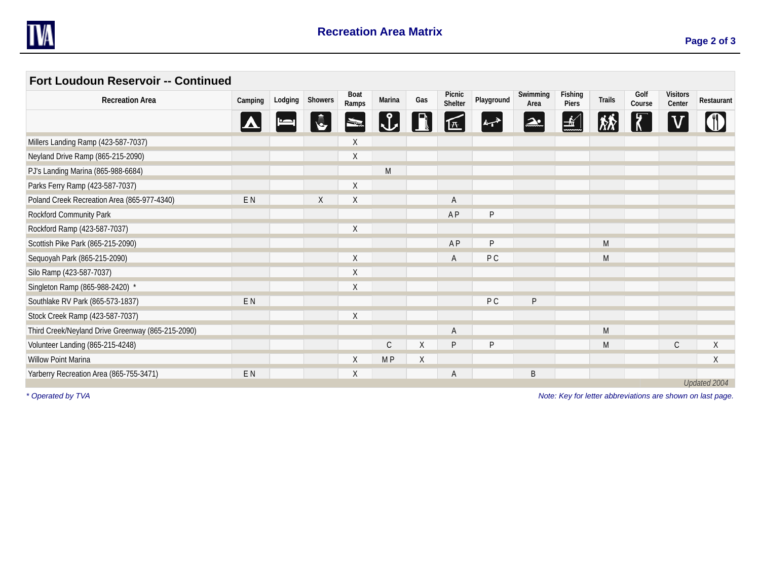## Fort Loudoun Reservoir -- Continued

| Recreation Area | Camping | Lodging | Showers | Boat Ramps | Marina | Gas | Picnic Shelter | Playground | Swimming Area | Fishing Piers | Trails | Golf Course | Visitors Center | Restaurant |
|---|---|---|---|---|---|---|---|---|---|---|---|---|---|---|
| Millers Landing Ramp (423-587-7037) | | | | X | | | | | | | | | | |
| Neyland Drive Ramp (865-215-2090) | | | | X | | | | | | | | | | |
| PJ's Landing Marina (865-988-6684) | | | | | M | | | | | | | | | |
| Parks Ferry Ramp (423-587-7037) | | | | X | | | | | | | | | | |
| Poland Creek Recreation Area (865-977-4340) | E N | | X | X | | | A | | | | | | | |
| Rockford Community Park | | | | | | | A P | P | | | | | | |
| Rockford Ramp (423-587-7037) | | | | X | | | | | | | | | | |
| Scottish Pike Park (865-215-2090) | | | | | | | A P | P | | | M | | | |
| Sequoyah Park (865-215-2090) | | | | X | | | A | P C | | | M | | | |
| Silo Ramp (423-587-7037) | | | | X | | | | | | | | | | |
| Singleton Ramp (865-988-2420) * | | | | X | | | | | | | | | | |
| Southlake RV Park (865-573-1837) | E N | | | | | | | P C | P | | | | | |
| Stock Creek Ramp (423-587-7037) | | | | X | | | | | | | | | | |
| Third Creek/Neyland Drive Greenway (865-215-2090) | | | | | | | A | | | | M | | | |
| Volunteer Landing (865-215-4248) | | | | | C | X | P | P | | | M | | C | X |
| Willow Point Marina | | | | X | M P | X | | | | | | | | X |
| Yarberry Recreation Area (865-755-3471) | E N | | | X | | | A | | B | | | | | |

*Updated 2004*

*\* Operated by TVA*

*Note: Key for letter abbreviations are shown on last page.*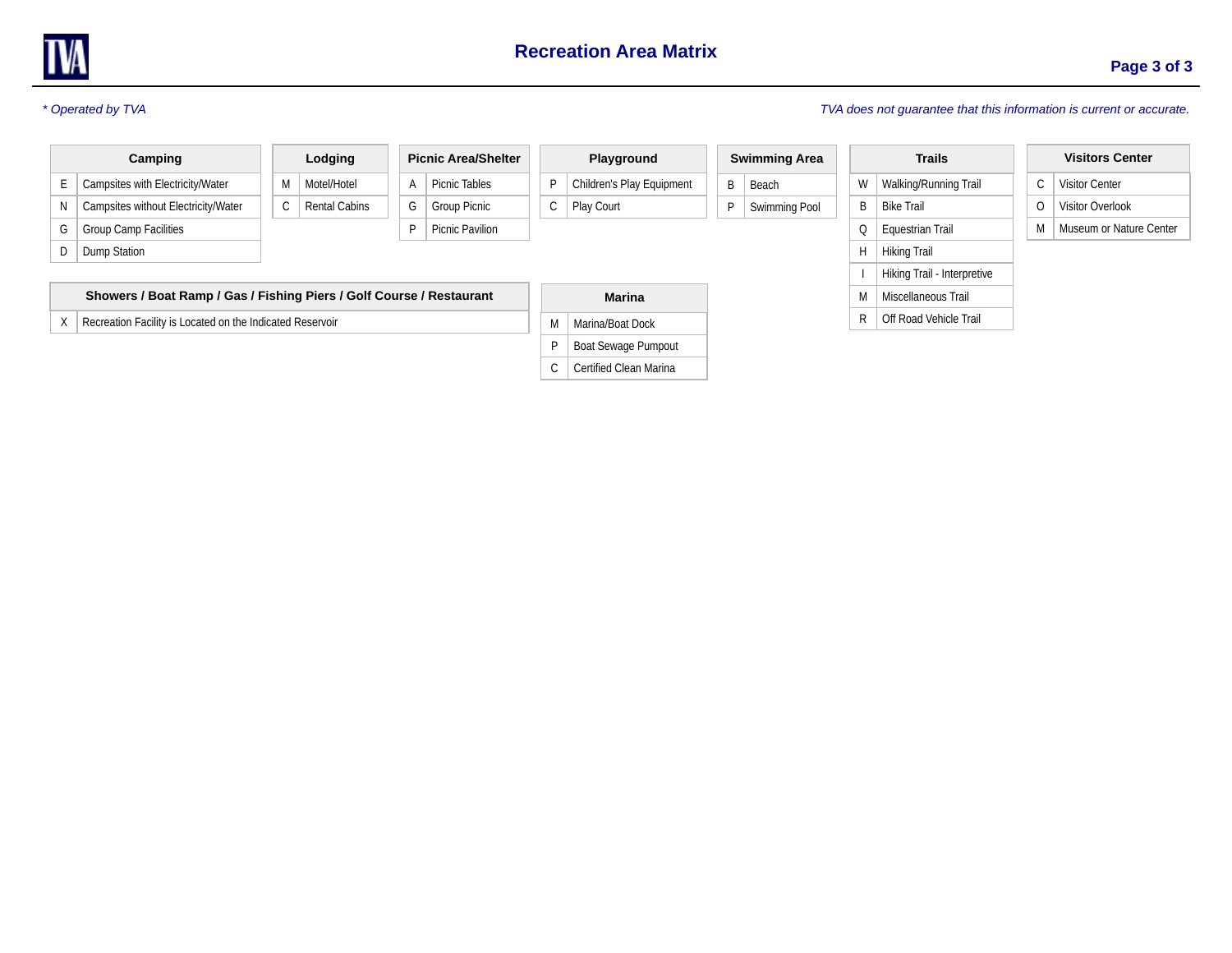# Recreation Area Matrix

*\* Operated by TVA*

*TVA does not guarantee that this information is current or accurate.*

| Camping | |
|---|---|
| E | Campsites with Electricity/Water |
| N | Campsites without Electricity/Water |
| G | Group Camp Facilities |
| D | Dump Station |

| Lodging | |
|---|---|
| M | Motel/Hotel |
| C | Rental Cabins |

| Picnic Area/Shelter | |
|---|---|
| A | Picnic Tables |
| G | Group Picnic |
| P | Picnic Pavilion |

| Playground | |
|---|---|
| P | Children's Play Equipment |
| C | Play Court |

| Swimming Area | |
|---|---|
| B | Beach |
| P | Swimming Pool |

| Trails | |
|---|---|
| W | Walking/Running Trail |
| B | Bike Trail |
| Q | Equestrian Trail |
| H | Hiking Trail |
| I | Hiking Trail - Interpretive |
| M | Miscellaneous Trail |
| R | Off Road Vehicle Trail |

| Visitors Center | |
|---|---|
| C | Visitor Center |
| O | Visitor Overlook |
| M | Museum or Nature Center |

| Showers / Boat Ramp / Gas / Fishing Piers / Golf Course / Restaurant | |
|---|---|
| X | Recreation Facility is Located on the Indicated Reservoir |

| Marina | |
|---|---|
| M | Marina/Boat Dock |
| P | Boat Sewage Pumpout |
| C | Certified Clean Marina |